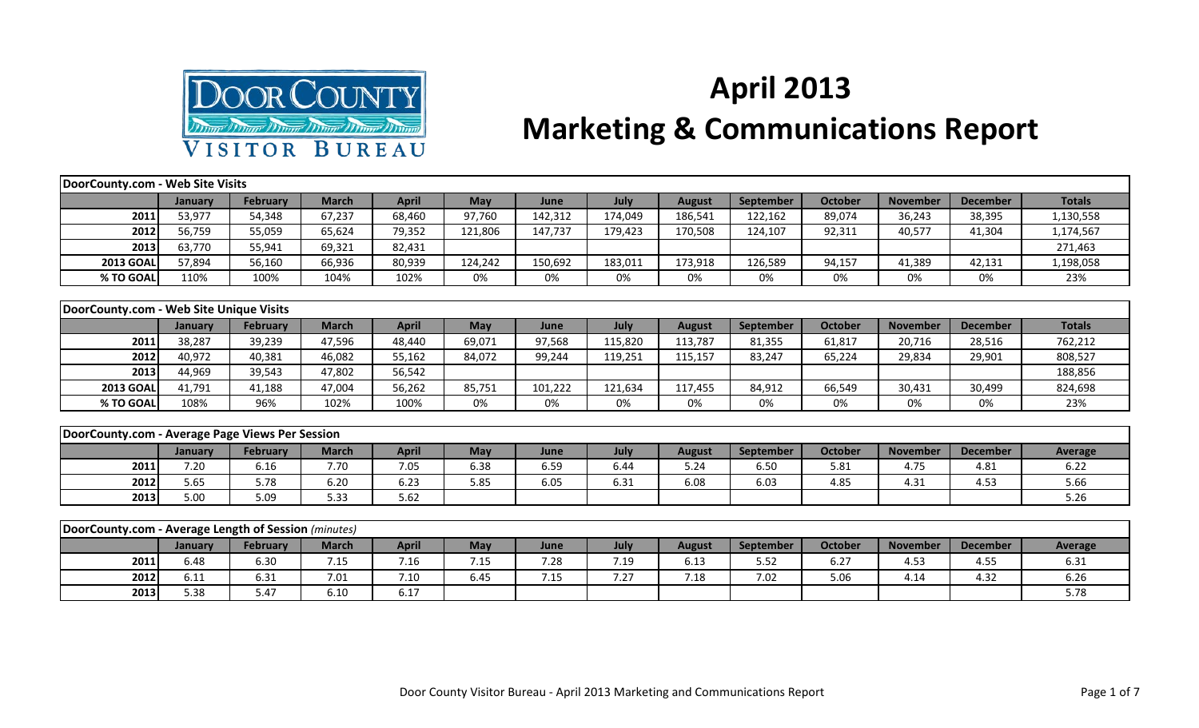# April 2013 Marketing & Communications Report

Door County Visitor Bureau

## DoorCounty.com - Web Site Visits

| | January | February | March | April | May | June | July | August | September | October | November | December | Totals |
|---|---|---|---|---|---|---|---|---|---|---|---|---|---|
| 2011 | 53,977 | 54,348 | 67,237 | 68,460 | 97,760 | 142,312 | 174,049 | 186,541 | 122,162 | 89,074 | 36,243 | 38,395 | 1,130,558 |
| 2012 | 56,759 | 55,059 | 65,624 | 79,352 | 121,806 | 147,737 | 179,423 | 170,508 | 124,107 | 92,311 | 40,577 | 41,304 | 1,174,567 |
| 2013 | 63,770 | 55,941 | 69,321 | 82,431 | | | | | | | | | 271,463 |
| 2013 GOAL | 57,894 | 56,160 | 66,936 | 80,939 | 124,242 | 150,692 | 183,011 | 173,918 | 126,589 | 94,157 | 41,389 | 42,131 | 1,198,058 |
| % TO GOAL | 110% | 100% | 104% | 102% | 0% | 0% | 0% | 0% | 0% | 0% | 0% | 0% | 23% |

## DoorCounty.com - Web Site Unique Visits

| | January | February | March | April | May | June | July | August | September | October | November | December | Totals |
|---|---|---|---|---|---|---|---|---|---|---|---|---|---|
| 2011 | 38,287 | 39,239 | 47,596 | 48,440 | 69,071 | 97,568 | 115,820 | 113,787 | 81,355 | 61,817 | 20,716 | 28,516 | 762,212 |
| 2012 | 40,972 | 40,381 | 46,082 | 55,162 | 84,072 | 99,244 | 119,251 | 115,157 | 83,247 | 65,224 | 29,834 | 29,901 | 808,527 |
| 2013 | 44,969 | 39,543 | 47,802 | 56,542 | | | | | | | | | 188,856 |
| 2013 GOAL | 41,791 | 41,188 | 47,004 | 56,262 | 85,751 | 101,222 | 121,634 | 117,455 | 84,912 | 66,549 | 30,431 | 30,499 | 824,698 |
| % TO GOAL | 108% | 96% | 102% | 100% | 0% | 0% | 0% | 0% | 0% | 0% | 0% | 0% | 23% |

## DoorCounty.com - Average Page Views Per Session

| | January | February | March | April | May | June | July | August | September | October | November | December | Average |
|---|---|---|---|---|---|---|---|---|---|---|---|---|---|
| 2011 | 7.20 | 6.16 | 7.70 | 7.05 | 6.38 | 6.59 | 6.44 | 5.24 | 6.50 | 5.81 | 4.75 | 4.81 | 6.22 |
| 2012 | 5.65 | 5.78 | 6.20 | 6.23 | 5.85 | 6.05 | 6.31 | 6.08 | 6.03 | 4.85 | 4.31 | 4.53 | 5.66 |
| 2013 | 5.00 | 5.09 | 5.33 | 5.62 | | | | | | | | | 5.26 |

## DoorCounty.com - Average Length of Session *(minutes)*

| | January | February | March | April | May | June | July | August | September | October | November | December | Average |
|---|---|---|---|---|---|---|---|---|---|---|---|---|---|
| 2011 | 6.48 | 6.30 | 7.15 | 7.16 | 7.15 | 7.28 | 7.19 | 6.13 | 5.52 | 6.27 | 4.53 | 4.55 | 6.31 |
| 2012 | 6.11 | 6.31 | 7.01 | 7.10 | 6.45 | 7.15 | 7.27 | 7.18 | 7.02 | 5.06 | 4.14 | 4.32 | 6.26 |
| 2013 | 5.38 | 5.47 | 6.10 | 6.17 | | | | | | | | | 5.78 |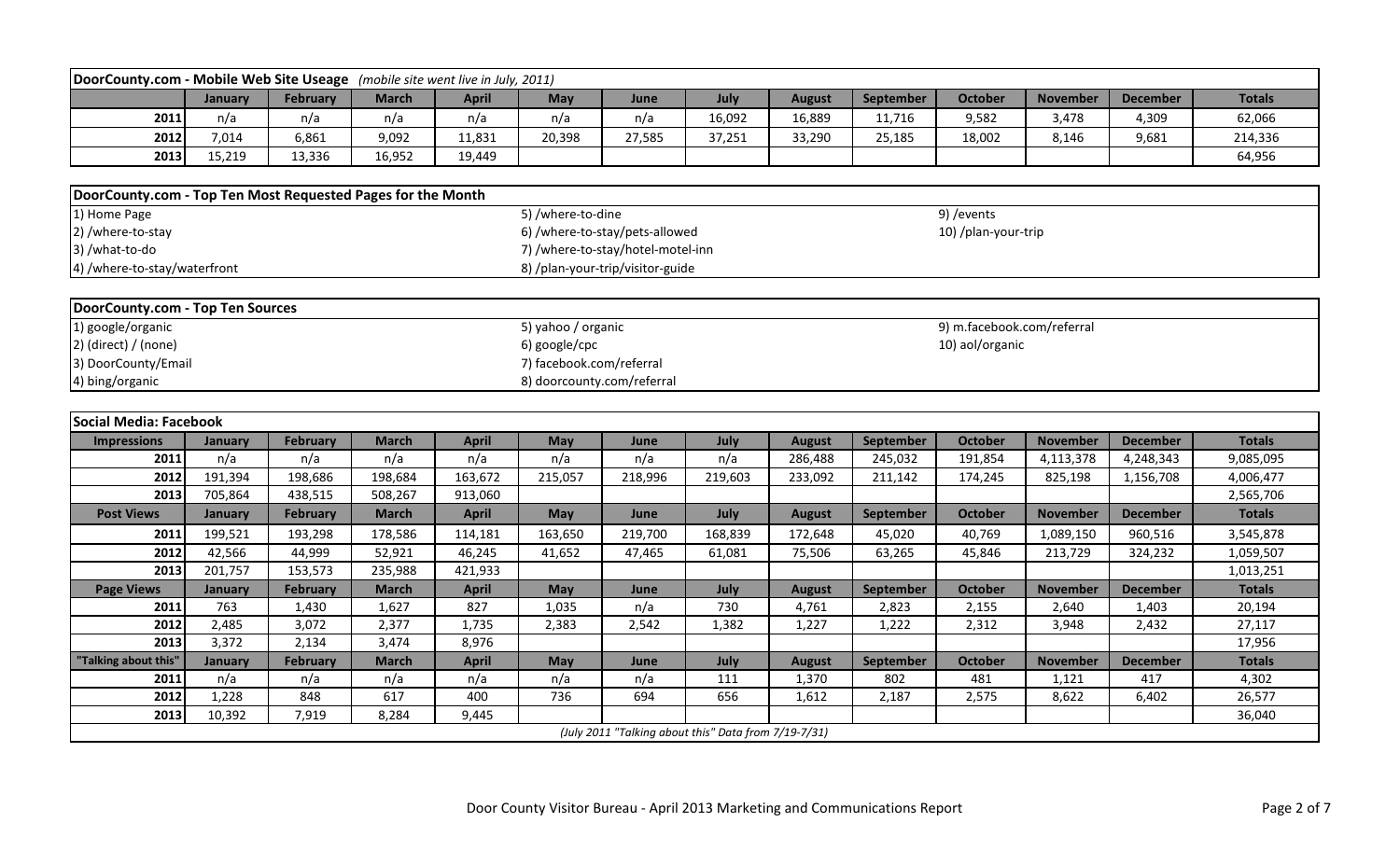## DoorCounty.com - Mobile Web Site Useage *(mobile site went live in July, 2011)*

| | January | February | March | April | May | June | July | August | September | October | November | December | Totals |
|---|---|---|---|---|---|---|---|---|---|---|---|---|---|
| 2011 | n/a | n/a | n/a | n/a | n/a | n/a | 16,092 | 16,889 | 11,716 | 9,582 | 3,478 | 4,309 | 62,066 |
| 2012 | 7,014 | 6,861 | 9,092 | 11,831 | 20,398 | 27,585 | 37,251 | 33,290 | 25,185 | 18,002 | 8,146 | 9,681 | 214,336 |
| 2013 | 15,219 | 13,336 | 16,952 | 19,449 | | | | | | | | | 64,956 |

## DoorCounty.com - Top Ten Most Requested Pages for the Month

1) Home Page
2) /where-to-stay
3) /what-to-do
4) /where-to-stay/waterfront
5) /where-to-dine
6) /where-to-stay/pets-allowed
7) /where-to-stay/hotel-motel-inn
8) /plan-your-trip/visitor-guide
9) /events
10) /plan-your-trip

## DoorCounty.com - Top Ten Sources

1) google/organic
2) (direct) / (none)
3) DoorCounty/Email
4) bing/organic
5) yahoo / organic
6) google/cpc
7) facebook.com/referral
8) doorcounty.com/referral
9) m.facebook.com/referral
10) aol/organic

## Social Media: Facebook

| Impressions | January | February | March | April | May | June | July | August | September | October | November | December | Totals |
|---|---|---|---|---|---|---|---|---|---|---|---|---|---|
| 2011 | n/a | n/a | n/a | n/a | n/a | n/a | n/a | 286,488 | 245,032 | 191,854 | 4,113,378 | 4,248,343 | 9,085,095 |
| 2012 | 191,394 | 198,686 | 198,684 | 163,672 | 215,057 | 218,996 | 219,603 | 233,092 | 211,142 | 174,245 | 825,198 | 1,156,708 | 4,006,477 |
| 2013 | 705,864 | 438,515 | 508,267 | 913,060 | | | | | | | | | 2,565,706 |
| **Post Views** | **January** | **February** | **March** | **April** | **May** | **June** | **July** | **August** | **September** | **October** | **November** | **December** | **Totals** |
| 2011 | 199,521 | 193,298 | 178,586 | 114,181 | 163,650 | 219,700 | 168,839 | 172,648 | 45,020 | 40,769 | 1,089,150 | 960,516 | 3,545,878 |
| 2012 | 42,566 | 44,999 | 52,921 | 46,245 | 41,652 | 47,465 | 61,081 | 75,506 | 63,265 | 45,846 | 213,729 | 324,232 | 1,059,507 |
| 2013 | 201,757 | 153,573 | 235,988 | 421,933 | | | | | | | | | 1,013,251 |
| **Page Views** | **January** | **February** | **March** | **April** | **May** | **June** | **July** | **August** | **September** | **October** | **November** | **December** | **Totals** |
| 2011 | 763 | 1,430 | 1,627 | 827 | 1,035 | n/a | 730 | 4,761 | 2,823 | 2,155 | 2,640 | 1,403 | 20,194 |
| 2012 | 2,485 | 3,072 | 2,377 | 1,735 | 2,383 | 2,542 | 1,382 | 1,227 | 1,222 | 2,312 | 3,948 | 2,432 | 27,117 |
| 2013 | 3,372 | 2,134 | 3,474 | 8,976 | | | | | | | | | 17,956 |
| **"Talking about this"** | **January** | **February** | **March** | **April** | **May** | **June** | **July** | **August** | **September** | **October** | **November** | **December** | **Totals** |
| 2011 | n/a | n/a | n/a | n/a | n/a | n/a | 111 | 1,370 | 802 | 481 | 1,121 | 417 | 4,302 |
| 2012 | 1,228 | 848 | 617 | 400 | 736 | 694 | 656 | 1,612 | 2,187 | 2,575 | 8,622 | 6,402 | 26,577 |
| 2013 | 10,392 | 7,919 | 8,284 | 9,445 | | | | | | | | | 36,040 |

*(July 2011 "Talking about this" Data from 7/19-7/31)*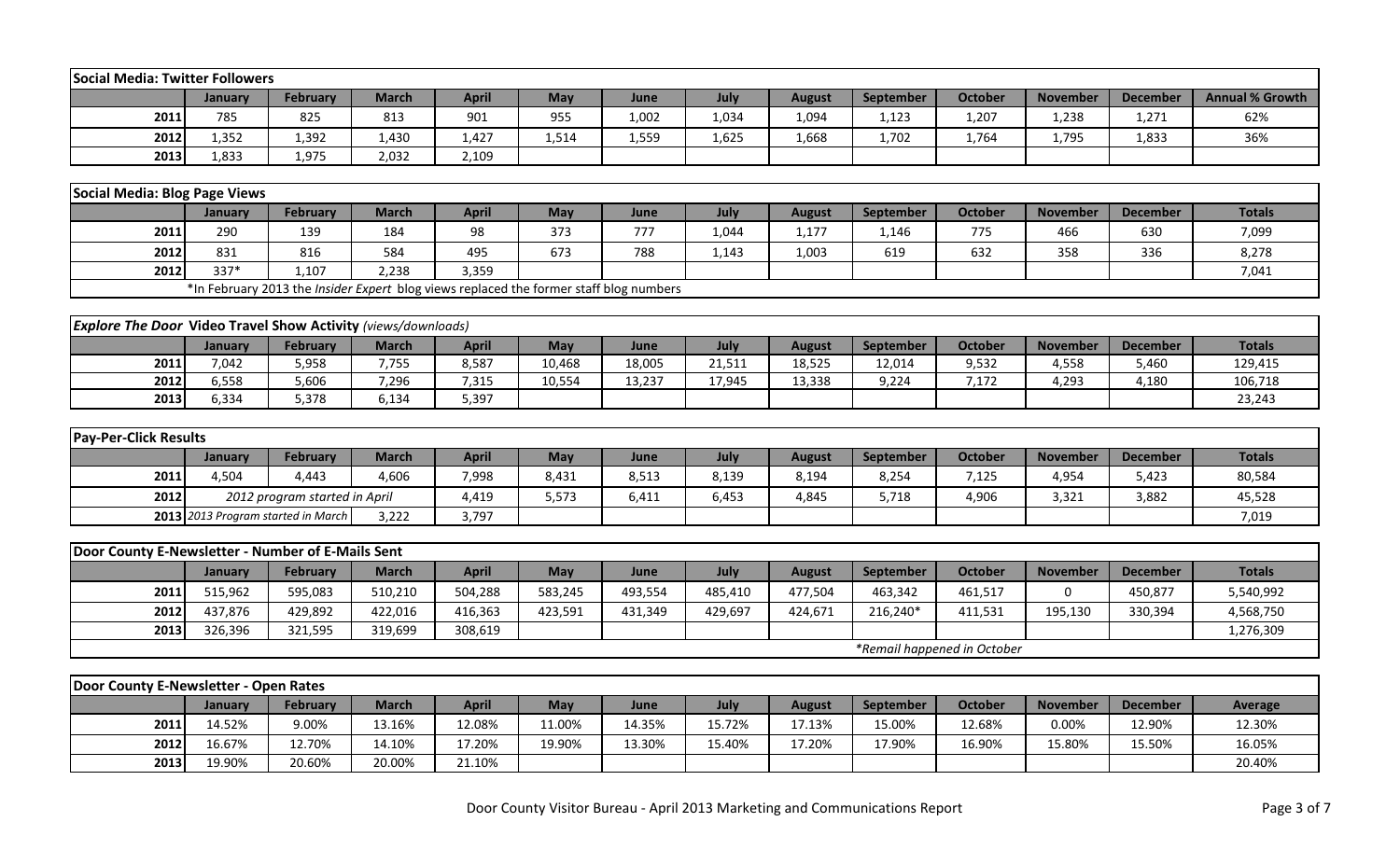| Social Media: Twitter Followers | | | | | | | | | | | | | |
|---|---|---|---|---|---|---|---|---|---|---|---|---|---|
| | January | February | March | April | May | June | July | August | September | October | November | December | Annual % Growth |
| 2011 | 785 | 825 | 813 | 901 | 955 | 1,002 | 1,034 | 1,094 | 1,123 | 1,207 | 1,238 | 1,271 | 62% |
| 2012 | 1,352 | 1,392 | 1,430 | 1,427 | 1,514 | 1,559 | 1,625 | 1,668 | 1,702 | 1,764 | 1,795 | 1,833 | 36% |
| 2013 | 1,833 | 1,975 | 2,032 | 2,109 | | | | | | | | | |

| Social Media: Blog Page Views | | | | | | | | | | | | | |
|---|---|---|---|---|---|---|---|---|---|---|---|---|---|
| | January | February | March | April | May | June | July | August | September | October | November | December | Totals |
| 2011 | 290 | 139 | 184 | 98 | 373 | 777 | 1,044 | 1,177 | 1,146 | 775 | 466 | 630 | 7,099 |
| 2012 | 831 | 816 | 584 | 495 | 673 | 788 | 1,143 | 1,003 | 619 | 632 | 358 | 336 | 8,278 |
| 2012 | 337* | 1,107 | 2,238 | 3,359 | | | | | | | | | 7,041 |
| | *In February 2013 the *Insider Expert* blog views replaced the former staff blog numbers | | | | | | | | | | | | |

| *Explore The Door* Video Travel Show Activity *(views/downloads)* | | | | | | | | | | | | | |
|---|---|---|---|---|---|---|---|---|---|---|---|---|---|
| | January | February | March | April | May | June | July | August | September | October | November | December | Totals |
| 2011 | 7,042 | 5,958 | 7,755 | 8,587 | 10,468 | 18,005 | 21,511 | 18,525 | 12,014 | 9,532 | 4,558 | 5,460 | 129,415 |
| 2012 | 6,558 | 5,606 | 7,296 | 7,315 | 10,554 | 13,237 | 17,945 | 13,338 | 9,224 | 7,172 | 4,293 | 4,180 | 106,718 |
| 2013 | 6,334 | 5,378 | 6,134 | 5,397 | | | | | | | | | 23,243 |

| Pay-Per-Click Results | | | | | | | | | | | | | |
|---|---|---|---|---|---|---|---|---|---|---|---|---|---|
| | January | February | March | April | May | June | July | August | September | October | November | December | Totals |
| 2011 | 4,504 | 4,443 | 4,606 | 7,998 | 8,431 | 8,513 | 8,139 | 8,194 | 8,254 | 7,125 | 4,954 | 5,423 | 80,584 |
| 2012 | 2012 program started in April | | | 4,419 | 5,573 | 6,411 | 6,453 | 4,845 | 5,718 | 4,906 | 3,321 | 3,882 | 45,528 |
| 2013 | 2013 Program started in March | | 3,222 | 3,797 | | | | | | | | | 7,019 |

| Door County E-Newsletter - Number of E-Mails Sent | | | | | | | | | | | | | |
|---|---|---|---|---|---|---|---|---|---|---|---|---|---|
| | January | February | March | April | May | June | July | August | September | October | November | December | Totals |
| 2011 | 515,962 | 595,083 | 510,210 | 504,288 | 583,245 | 493,554 | 485,410 | 477,504 | 463,342 | 461,517 | 0 | 450,877 | 5,540,992 |
| 2012 | 437,876 | 429,892 | 422,016 | 416,363 | 423,591 | 431,349 | 429,697 | 424,671 | 216,240* | 411,531 | 195,130 | 330,394 | 4,568,750 |
| 2013 | 326,396 | 321,595 | 319,699 | 308,619 | | | | | | | | | 1,276,309 |
| | | | | | | | | | *Remail happened in October | | | | |

| Door County E-Newsletter - Open Rates | | | | | | | | | | | | | |
|---|---|---|---|---|---|---|---|---|---|---|---|---|---|
| | January | February | March | April | May | June | July | August | September | October | November | December | Average |
| 2011 | 14.52% | 9.00% | 13.16% | 12.08% | 11.00% | 14.35% | 15.72% | 17.13% | 15.00% | 12.68% | 0.00% | 12.90% | 12.30% |
| 2012 | 16.67% | 12.70% | 14.10% | 17.20% | 19.90% | 13.30% | 15.40% | 17.20% | 17.90% | 16.90% | 15.80% | 15.50% | 16.05% |
| 2013 | 19.90% | 20.60% | 20.00% | 21.10% | | | | | | | | | 20.40% |

Door County Visitor Bureau - April 2013 Marketing and Communications Report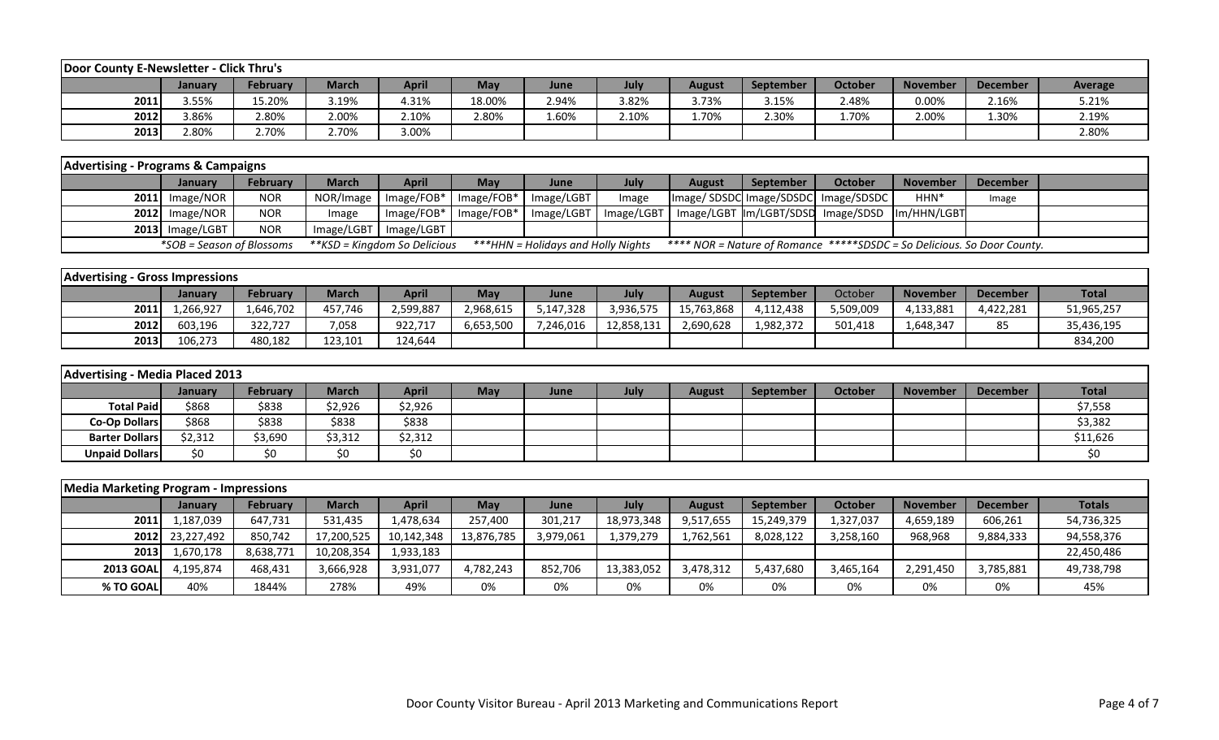| Door County E-Newsletter - Click Thru's | | | | | | | | | | | | | |
|---|---|---|---|---|---|---|---|---|---|---|---|---|---|
| | January | February | March | April | May | June | July | August | September | October | November | December | Average |
| 2011 | 3.55% | 15.20% | 3.19% | 4.31% | 18.00% | 2.94% | 3.82% | 3.73% | 3.15% | 2.48% | 0.00% | 2.16% | 5.21% |
| 2012 | 3.86% | 2.80% | 2.00% | 2.10% | 2.80% | 1.60% | 2.10% | 1.70% | 2.30% | 1.70% | 2.00% | 1.30% | 2.19% |
| 2013 | 2.80% | 2.70% | 2.70% | 3.00% | | | | | | | | | 2.80% |

| Advertising - Programs & Campaigns | | | | | | | | | | | | | |
|---|---|---|---|---|---|---|---|---|---|---|---|---|---|
| | January | February | March | April | May | June | July | August | September | October | November | December | |
| 2011 | Image/NOR | NOR | NOR/Image | Image/FOB* | Image/FOB* | Image/LGBT | Image | Image/ SDSDC | Image/SDSDC | Image/SDSDC | HHN* | Image | |
| 2012 | Image/NOR | NOR | Image | Image/FOB* | Image/FOB* | Image/LGBT | Image/LGBT | Image/LGBT | Im/LGBT/SDSD | Image/SDSD | Im/HHN/LGBT | | |
| 2013 | Image/LGBT | NOR | Image/LGBT | Image/LGBT | | | | | | | | | |
| | *SOB = Season of Blossoms | | **KSD = Kingdom So Delicious | | ***HHN = Holidays and Holly Nights | | | **** NOR = Nature of Romance *****SDSDC = So Delicious. So Door County. | | | | | |

| Advertising - Gross Impressions | | | | | | | | | | | | | |
|---|---|---|---|---|---|---|---|---|---|---|---|---|---|
| | January | February | March | April | May | June | July | August | September | October | November | December | Total |
| 2011 | 1,266,927 | 1,646,702 | 457,746 | 2,599,887 | 2,968,615 | 5,147,328 | 3,936,575 | 15,763,868 | 4,112,438 | 5,509,009 | 4,133,881 | 4,422,281 | 51,965,257 |
| 2012 | 603,196 | 322,727 | 7,058 | 922,717 | 6,653,500 | 7,246,016 | 12,858,131 | 2,690,628 | 1,982,372 | 501,418 | 1,648,347 | 85 | 35,436,195 |
| 2013 | 106,273 | 480,182 | 123,101 | 124,644 | | | | | | | | | 834,200 |

| Advertising - Media Placed 2013 | | | | | | | | | | | | | |
|---|---|---|---|---|---|---|---|---|---|---|---|---|---|
| | January | February | March | April | May | June | July | August | September | October | November | December | Total |
| Total Paid | $868 | $838 | $2,926 | $2,926 | | | | | | | | | $7,558 |
| Co-Op Dollars | $868 | $838 | $838 | $838 | | | | | | | | | $3,382 |
| Barter Dollars | $2,312 | $3,690 | $3,312 | $2,312 | | | | | | | | | $11,626 |
| Unpaid Dollars | $0 | $0 | $0 | $0 | | | | | | | | | $0 |

| Media Marketing Program - Impressions | | | | | | | | | | | | | |
|---|---|---|---|---|---|---|---|---|---|---|---|---|---|
| | January | February | March | April | May | June | July | August | September | October | November | December | Totals |
| 2011 | 1,187,039 | 647,731 | 531,435 | 1,478,634 | 257,400 | 301,217 | 18,973,348 | 9,517,655 | 15,249,379 | 1,327,037 | 4,659,189 | 606,261 | 54,736,325 |
| 2012 | 23,227,492 | 850,742 | 17,200,525 | 10,142,348 | 13,876,785 | 3,979,061 | 1,379,279 | 1,762,561 | 8,028,122 | 3,258,160 | 968,968 | 9,884,333 | 94,558,376 |
| 2013 | 1,670,178 | 8,638,771 | 10,208,354 | 1,933,183 | | | | | | | | | 22,450,486 |
| 2013 GOAL | 4,195,874 | 468,431 | 3,666,928 | 3,931,077 | 4,782,243 | 852,706 | 13,383,052 | 3,478,312 | 5,437,680 | 3,465,164 | 2,291,450 | 3,785,881 | 49,738,798 |
| % TO GOAL | 40% | 1844% | 278% | 49% | 0% | 0% | 0% | 0% | 0% | 0% | 0% | 0% | 45% |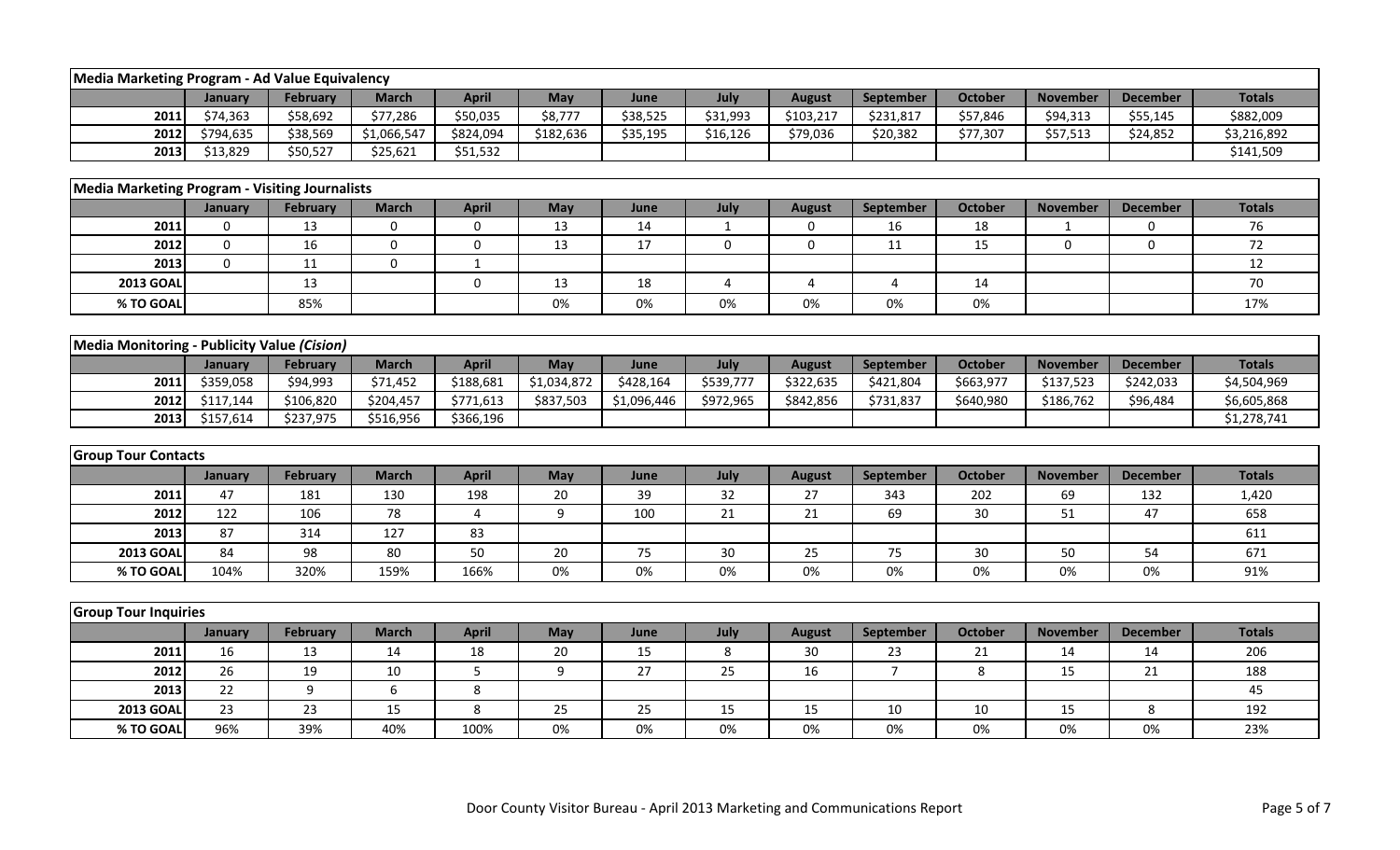| Media Marketing Program - Ad Value Equivalency | | | | | | | | | | | | | |
|---|---|---|---|---|---|---|---|---|---|---|---|---|---|
| | January | February | March | April | May | June | July | August | September | October | November | December | Totals |
| 2011 | $74,363 | $58,692 | $77,286 | $50,035 | $8,777 | $38,525 | $31,993 | $103,217 | $231,817 | $57,846 | $94,313 | $55,145 | $882,009 |
| 2012 | $794,635 | $38,569 | $1,066,547 | $824,094 | $182,636 | $35,195 | $16,126 | $79,036 | $20,382 | $77,307 | $57,513 | $24,852 | $3,216,892 |
| 2013 | $13,829 | $50,527 | $25,621 | $51,532 | | | | | | | | | $141,509 |

| Media Marketing Program - Visiting Journalists | | | | | | | | | | | | | |
|---|---|---|---|---|---|---|---|---|---|---|---|---|---|
| | January | February | March | April | May | June | July | August | September | October | November | December | Totals |
| 2011 | 0 | 13 | 0 | 0 | 13 | 14 | 1 | 0 | 16 | 18 | 1 | 0 | 76 |
| 2012 | 0 | 16 | 0 | 0 | 13 | 17 | 0 | 0 | 11 | 15 | 0 | 0 | 72 |
| 2013 | 0 | 11 | 0 | 1 | | | | | | | | | 12 |
| 2013 GOAL | | 13 | | 0 | 13 | 18 | 4 | 4 | 4 | 14 | | | 70 |
| % TO GOAL | | 85% | | | 0% | 0% | 0% | 0% | 0% | 0% | | | 17% |

| Media Monitoring - Publicity Value *(Cision)* | | | | | | | | | | | | | |
|---|---|---|---|---|---|---|---|---|---|---|---|---|---|
| | January | February | March | April | May | June | July | August | September | October | November | December | Totals |
| 2011 | $359,058 | $94,993 | $71,452 | $188,681 | $1,034,872 | $428,164 | $539,777 | $322,635 | $421,804 | $663,977 | $137,523 | $242,033 | $4,504,969 |
| 2012 | $117,144 | $106,820 | $204,457 | $771,613 | $837,503 | $1,096,446 | $972,965 | $842,856 | $731,837 | $640,980 | $186,762 | $96,484 | $6,605,868 |
| 2013 | $157,614 | $237,975 | $516,956 | $366,196 | | | | | | | | | $1,278,741 |

| Group Tour Contacts | | | | | | | | | | | | | |
|---|---|---|---|---|---|---|---|---|---|---|---|---|---|
| | January | February | March | April | May | June | July | August | September | October | November | December | Totals |
| 2011 | 47 | 181 | 130 | 198 | 20 | 39 | 32 | 27 | 343 | 202 | 69 | 132 | 1,420 |
| 2012 | 122 | 106 | 78 | 4 | 9 | 100 | 21 | 21 | 69 | 30 | 51 | 47 | 658 |
| 2013 | 87 | 314 | 127 | 83 | | | | | | | | | 611 |
| 2013 GOAL | 84 | 98 | 80 | 50 | 20 | 75 | 30 | 25 | 75 | 30 | 50 | 54 | 671 |
| % TO GOAL | 104% | 320% | 159% | 166% | 0% | 0% | 0% | 0% | 0% | 0% | 0% | 0% | 91% |

| Group Tour Inquiries | | | | | | | | | | | | | |
|---|---|---|---|---|---|---|---|---|---|---|---|---|---|
| | January | February | March | April | May | June | July | August | September | October | November | December | Totals |
| 2011 | 16 | 13 | 14 | 18 | 20 | 15 | 8 | 30 | 23 | 21 | 14 | 14 | 206 |
| 2012 | 26 | 19 | 10 | 5 | 9 | 27 | 25 | 16 | 7 | 8 | 15 | 21 | 188 |
| 2013 | 22 | 9 | 6 | 8 | | | | | | | | | 45 |
| 2013 GOAL | 23 | 23 | 15 | 8 | 25 | 25 | 15 | 15 | 10 | 10 | 15 | 8 | 192 |
| % TO GOAL | 96% | 39% | 40% | 100% | 0% | 0% | 0% | 0% | 0% | 0% | 0% | 0% | 23% |

Door County Visitor Bureau - April 2013 Marketing and Communications Report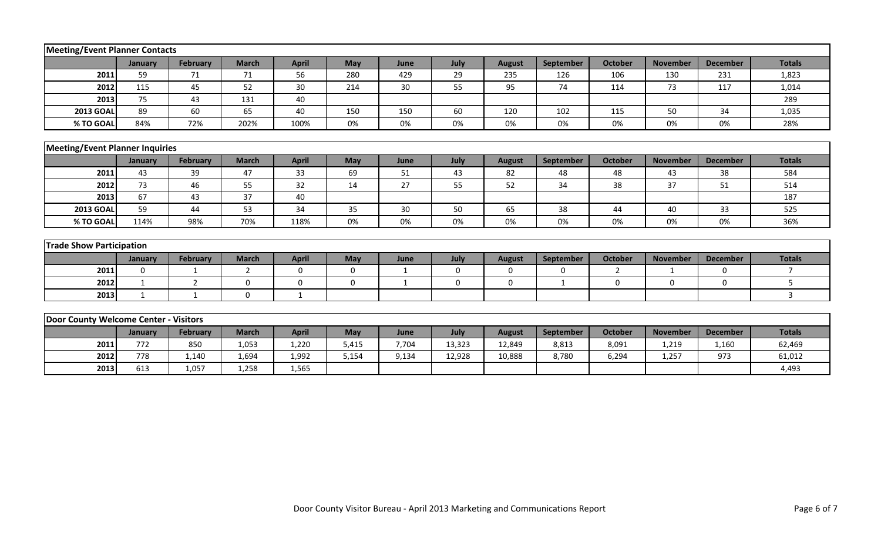| Meeting/Event Planner Contacts | | | | | | | | | | | | | |
|---|---|---|---|---|---|---|---|---|---|---|---|---|---|
| | January | February | March | April | May | June | July | August | September | October | November | December | Totals |
| 2011 | 59 | 71 | 71 | 56 | 280 | 429 | 29 | 235 | 126 | 106 | 130 | 231 | 1,823 |
| 2012 | 115 | 45 | 52 | 30 | 214 | 30 | 55 | 95 | 74 | 114 | 73 | 117 | 1,014 |
| 2013 | 75 | 43 | 131 | 40 | | | | | | | | | 289 |
| 2013 GOAL | 89 | 60 | 65 | 40 | 150 | 150 | 60 | 120 | 102 | 115 | 50 | 34 | 1,035 |
| % TO GOAL | 84% | 72% | 202% | 100% | 0% | 0% | 0% | 0% | 0% | 0% | 0% | 0% | 28% |

| Meeting/Event Planner Inquiries | | | | | | | | | | | | | |
|---|---|---|---|---|---|---|---|---|---|---|---|---|---|
| | January | February | March | April | May | June | July | August | September | October | November | December | Totals |
| 2011 | 43 | 39 | 47 | 33 | 69 | 51 | 43 | 82 | 48 | 48 | 43 | 38 | 584 |
| 2012 | 73 | 46 | 55 | 32 | 14 | 27 | 55 | 52 | 34 | 38 | 37 | 51 | 514 |
| 2013 | 67 | 43 | 37 | 40 | | | | | | | | | 187 |
| 2013 GOAL | 59 | 44 | 53 | 34 | 35 | 30 | 50 | 65 | 38 | 44 | 40 | 33 | 525 |
| % TO GOAL | 114% | 98% | 70% | 118% | 0% | 0% | 0% | 0% | 0% | 0% | 0% | 0% | 36% |

| Trade Show Participation | | | | | | | | | | | | | |
|---|---|---|---|---|---|---|---|---|---|---|---|---|---|
| | January | February | March | April | May | June | July | August | September | October | November | December | Totals |
| 2011 | 0 | 1 | 2 | 0 | 0 | 1 | 0 | 0 | 0 | 2 | 1 | 0 | 7 |
| 2012 | 1 | 2 | 0 | 0 | 0 | 1 | 0 | 0 | 1 | 0 | 0 | 0 | 5 |
| 2013 | 1 | 1 | 0 | 1 | | | | | | | | | 3 |

| Door County Welcome Center - Visitors | | | | | | | | | | | | | |
|---|---|---|---|---|---|---|---|---|---|---|---|---|---|
| | January | February | March | April | May | June | July | August | September | October | November | December | Totals |
| 2011 | 772 | 850 | 1,053 | 1,220 | 5,415 | 7,704 | 13,323 | 12,849 | 8,813 | 8,091 | 1,219 | 1,160 | 62,469 |
| 2012 | 778 | 1,140 | 1,694 | 1,992 | 5,154 | 9,134 | 12,928 | 10,888 | 8,780 | 6,294 | 1,257 | 973 | 61,012 |
| 2013 | 613 | 1,057 | 1,258 | 1,565 | | | | | | | | | 4,493 |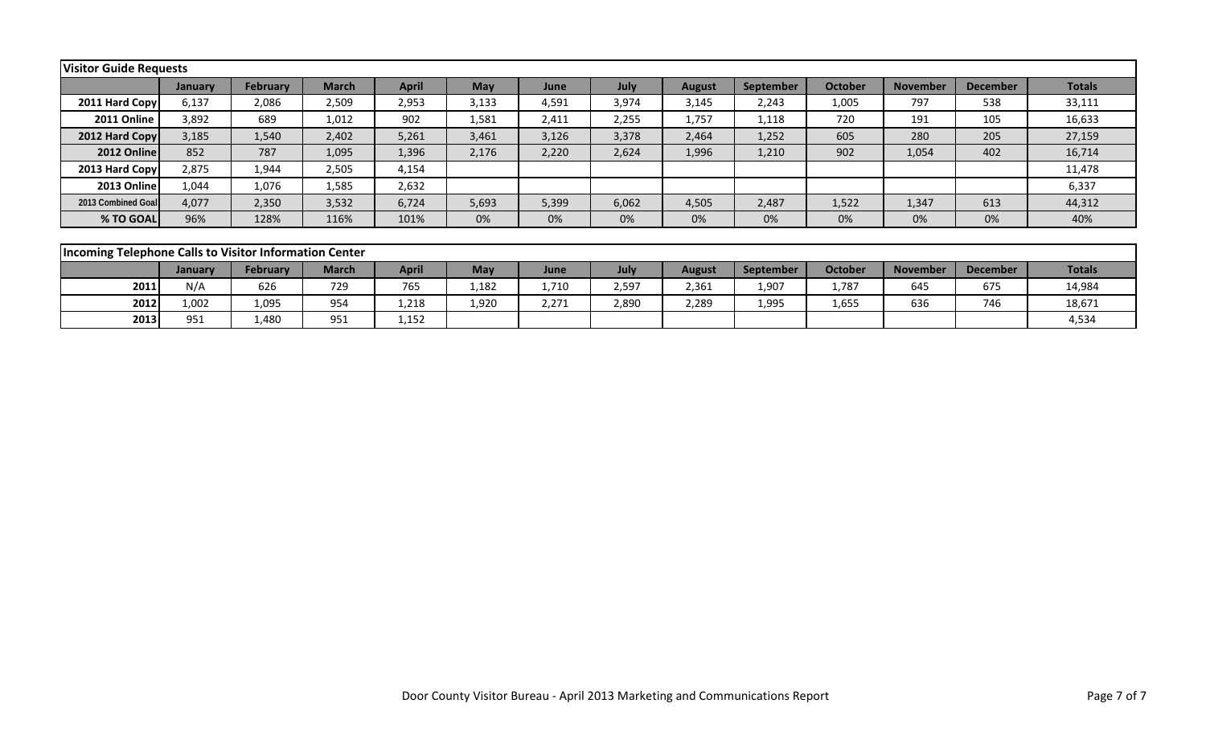## Visitor Guide Requests

| | January | February | March | April | May | June | July | August | September | October | November | December | Totals |
|---|---|---|---|---|---|---|---|---|---|---|---|---|---|
| 2011 Hard Copy | 6,137 | 2,086 | 2,509 | 2,953 | 3,133 | 4,591 | 3,974 | 3,145 | 2,243 | 1,005 | 797 | 538 | 33,111 |
| 2011 Online | 3,892 | 689 | 1,012 | 902 | 1,581 | 2,411 | 2,255 | 1,757 | 1,118 | 720 | 191 | 105 | 16,633 |
| 2012 Hard Copy | 3,185 | 1,540 | 2,402 | 5,261 | 3,461 | 3,126 | 3,378 | 2,464 | 1,252 | 605 | 280 | 205 | 27,159 |
| 2012 Online | 852 | 787 | 1,095 | 1,396 | 2,176 | 2,220 | 2,624 | 1,996 | 1,210 | 902 | 1,054 | 402 | 16,714 |
| 2013 Hard Copy | 2,875 | 1,944 | 2,505 | 4,154 | | | | | | | | | 11,478 |
| 2013 Online | 1,044 | 1,076 | 1,585 | 2,632 | | | | | | | | | 6,337 |
| 2013 Combined Goal | 4,077 | 2,350 | 3,532 | 6,724 | 5,693 | 5,399 | 6,062 | 4,505 | 2,487 | 1,522 | 1,347 | 613 | 44,312 |
| % TO GOAL | 96% | 128% | 116% | 101% | 0% | 0% | 0% | 0% | 0% | 0% | 0% | 0% | 40% |

## Incoming Telephone Calls to Visitor Information Center

| | January | February | March | April | May | June | July | August | September | October | November | December | Totals |
|---|---|---|---|---|---|---|---|---|---|---|---|---|---|
| 2011 | N/A | 626 | 729 | 765 | 1,182 | 1,710 | 2,597 | 2,361 | 1,907 | 1,787 | 645 | 675 | 14,984 |
| 2012 | 1,002 | 1,095 | 954 | 1,218 | 1,920 | 2,271 | 2,890 | 2,289 | 1,995 | 1,655 | 636 | 746 | 18,671 |
| 2013 | 951 | 1,480 | 951 | 1,152 | | | | | | | | | 4,534 |